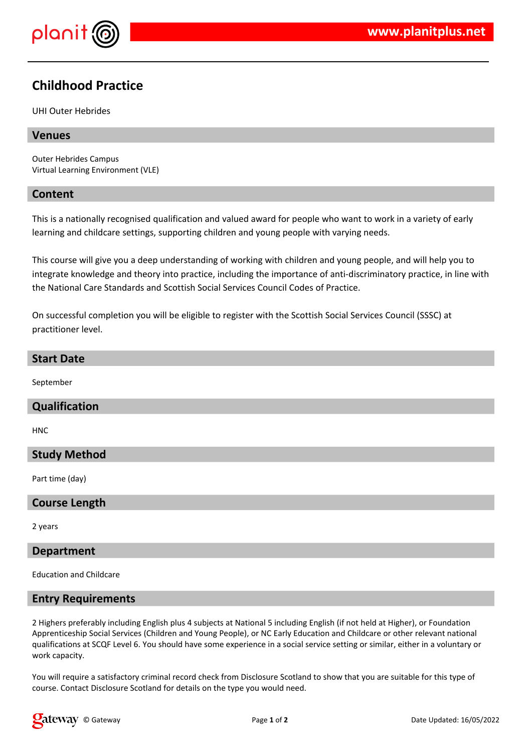# Childhood Practice

UHI Outer Hebrides

## Venues

Outer Hebrides Campus
Virtual Learning Environment (VLE)

## Content

This is a nationally recognised qualification and valued award for people who want to work in a variety of early learning and childcare settings, supporting children and young people with varying needs.

This course will give you a deep understanding of working with children and young people, and will help you to integrate knowledge and theory into practice, including the importance of anti-discriminatory practice, in line with the National Care Standards and Scottish Social Services Council Codes of Practice.

On successful completion you will be eligible to register with the Scottish Social Services Council (SSSC) at practitioner level.

## Start Date

September

## Qualification

HNC

## Study Method

Part time (day)

## Course Length

2 years

## Department

Education and Childcare

## Entry Requirements

2 Highers preferably including English plus 4 subjects at National 5 including English (if not held at Higher), or Foundation Apprenticeship Social Services (Children and Young People), or NC Early Education and Childcare or other relevant national qualifications at SCQF Level 6. You should have some experience in a social service setting or similar, either in a voluntary or work capacity.

You will require a satisfactory criminal record check from Disclosure Scotland to show that you are suitable for this type of course. Contact Disclosure Scotland for details on the type you would need.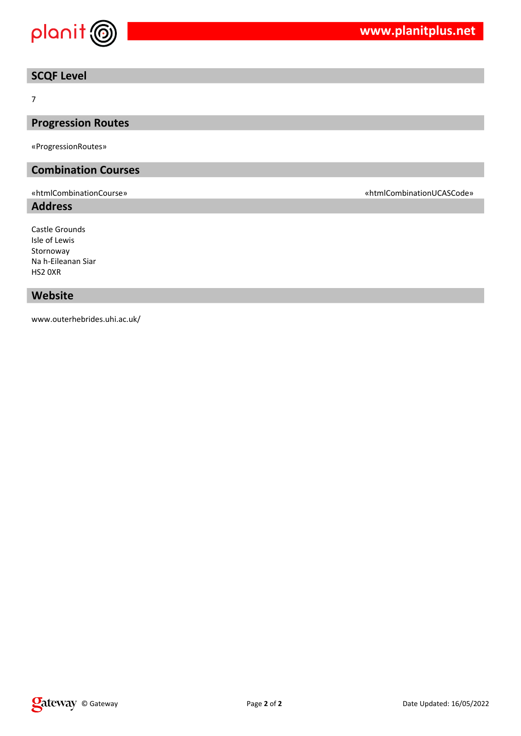## SCQF Level

7

## Progression Routes

«ProgressionRoutes»

## Combination Courses

«htmlCombinationCourse» «htmlCombinationUCASCode»

## Address

Castle Grounds
Isle of Lewis
Stornoway
Na h-Eileanan Siar
HS2 0XR

## Website

www.outerhebrides.uhi.ac.uk/